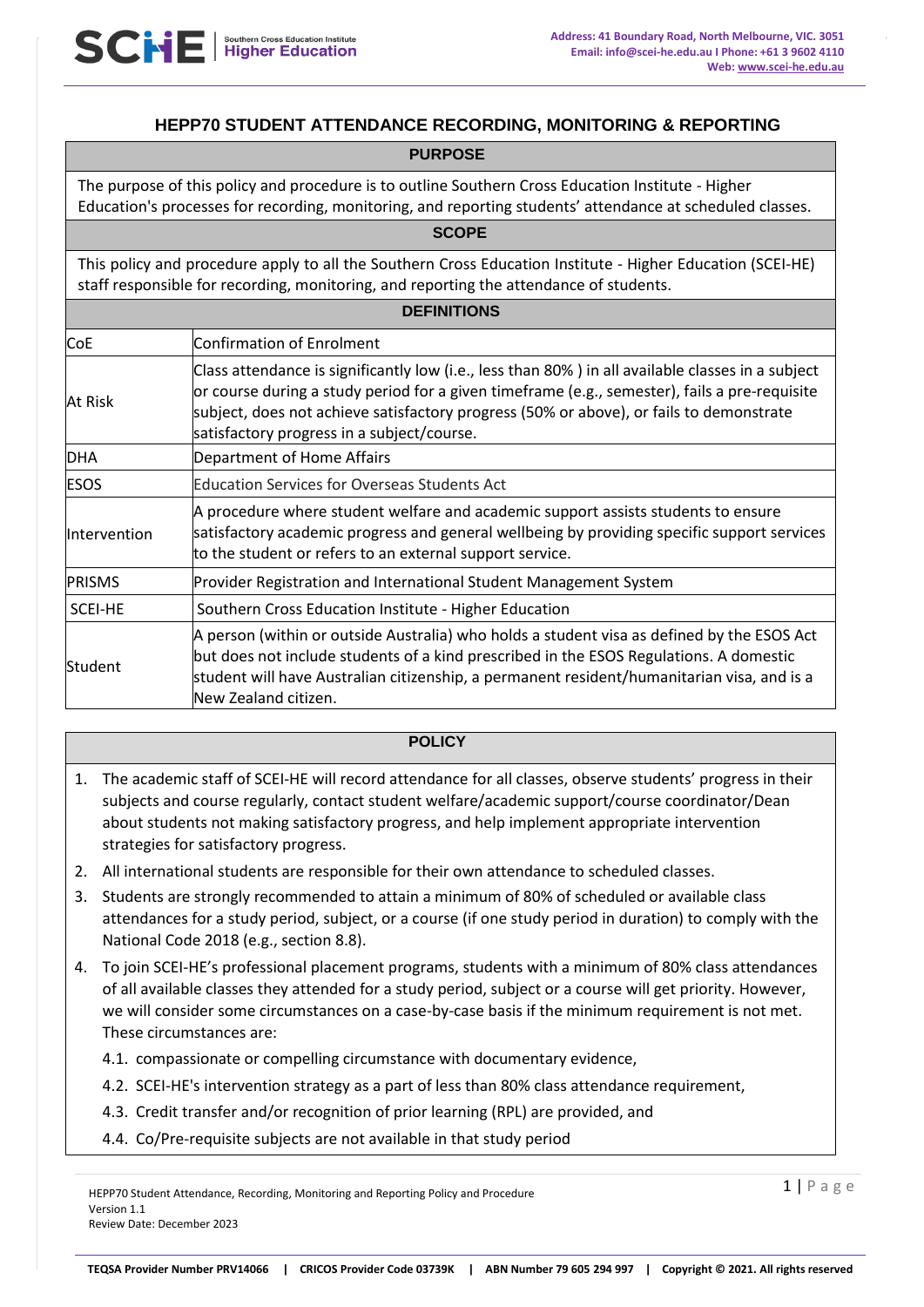# HEPP70 STUDENT ATTENDANCE RECORDING, MONITORING & REPORTING

## PURPOSE

The purpose of this policy and procedure is to outline Southern Cross Education Institute - Higher Education's processes for recording, monitoring, and reporting students' attendance at scheduled classes.

## SCOPE

This policy and procedure apply to all the Southern Cross Education Institute - Higher Education (SCEI-HE) staff responsible for recording, monitoring, and reporting the attendance of students.

## DEFINITIONS

| Term | Definition |
|---|---|
| CoE | Confirmation of Enrolment |
| At Risk | Class attendance is significantly low (i.e., less than 80% ) in all available classes in a subject or course during a study period for a given timeframe (e.g., semester), fails a pre-requisite subject, does not achieve satisfactory progress (50% or above), or fails to demonstrate satisfactory progress in a subject/course. |
| DHA | Department of Home Affairs |
| ESOS | Education Services for Overseas Students Act |
| Intervention | A procedure where student welfare and academic support assists students to ensure satisfactory academic progress and general wellbeing by providing specific support services to the student or refers to an external support service. |
| PRISMS | Provider Registration and International Student Management System |
| SCEI-HE | Southern Cross Education Institute - Higher Education |
| Student | A person (within or outside Australia) who holds a student visa as defined by the ESOS Act but does not include students of a kind prescribed in the ESOS Regulations. A domestic student will have Australian citizenship, a permanent resident/humanitarian visa, and is a New Zealand citizen. |

## POLICY

1. The academic staff of SCEI-HE will record attendance for all classes, observe students' progress in their subjects and course regularly, contact student welfare/academic support/course coordinator/Dean about students not making satisfactory progress, and help implement appropriate intervention strategies for satisfactory progress.
2. All international students are responsible for their own attendance to scheduled classes.
3. Students are strongly recommended to attain a minimum of 80% of scheduled or available class attendances for a study period, subject, or a course (if one study period in duration) to comply with the National Code 2018 (e.g., section 8.8).
4. To join SCEI-HE's professional placement programs, students with a minimum of 80% class attendances of all available classes they attended for a study period, subject or a course will get priority. However, we will consider some circumstances on a case-by-case basis if the minimum requirement is not met. These circumstances are:
    4.1. compassionate or compelling circumstance with documentary evidence,
    4.2. SCEI-HE's intervention strategy as a part of less than 80% class attendance requirement,
    4.3. Credit transfer and/or recognition of prior learning (RPL) are provided, and
    4.4. Co/Pre-requisite subjects are not available in that study period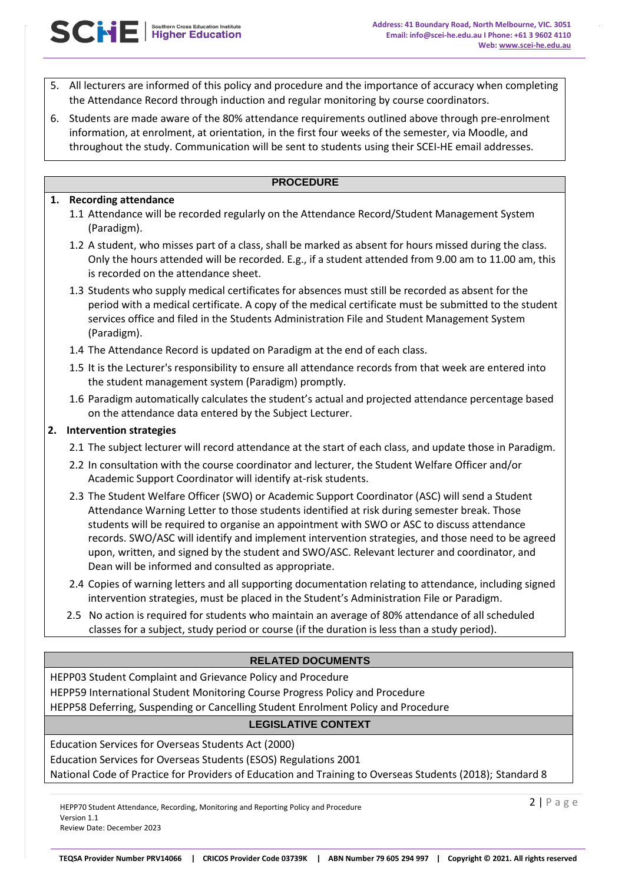5. All lecturers are informed of this policy and procedure and the importance of accuracy when completing the Attendance Record through induction and regular monitoring by course coordinators.
6. Students are made aware of the 80% attendance requirements outlined above through pre-enrolment information, at enrolment, at orientation, in the first four weeks of the semester, via Moodle, and throughout the study. Communication will be sent to students using their SCEI-HE email addresses.

## PROCEDURE

**1. Recording attendance**

1.1 Attendance will be recorded regularly on the Attendance Record/Student Management System (Paradigm).

1.2 A student, who misses part of a class, shall be marked as absent for hours missed during the class. Only the hours attended will be recorded. E.g., if a student attended from 9.00 am to 11.00 am, this is recorded on the attendance sheet.

1.3 Students who supply medical certificates for absences must still be recorded as absent for the period with a medical certificate. A copy of the medical certificate must be submitted to the student services office and filed in the Students Administration File and Student Management System (Paradigm).

1.4 The Attendance Record is updated on Paradigm at the end of each class.

1.5 It is the Lecturer's responsibility to ensure all attendance records from that week are entered into the student management system (Paradigm) promptly.

1.6 Paradigm automatically calculates the student's actual and projected attendance percentage based on the attendance data entered by the Subject Lecturer.

**2. Intervention strategies**

2.1 The subject lecturer will record attendance at the start of each class, and update those in Paradigm.

2.2 In consultation with the course coordinator and lecturer, the Student Welfare Officer and/or Academic Support Coordinator will identify at-risk students.

2.3 The Student Welfare Officer (SWO) or Academic Support Coordinator (ASC) will send a Student Attendance Warning Letter to those students identified at risk during semester break. Those students will be required to organise an appointment with SWO or ASC to discuss attendance records. SWO/ASC will identify and implement intervention strategies, and those need to be agreed upon, written, and signed by the student and SWO/ASC. Relevant lecturer and coordinator, and Dean will be informed and consulted as appropriate.

2.4 Copies of warning letters and all supporting documentation relating to attendance, including signed intervention strategies, must be placed in the Student's Administration File or Paradigm.

2.5 No action is required for students who maintain an average of 80% attendance of all scheduled classes for a subject, study period or course (if the duration is less than a study period).

## RELATED DOCUMENTS

HEPP03 Student Complaint and Grievance Policy and Procedure
HEPP59 International Student Monitoring Course Progress Policy and Procedure
HEPP58 Deferring, Suspending or Cancelling Student Enrolment Policy and Procedure

## LEGISLATIVE CONTEXT

Education Services for Overseas Students Act (2000)
Education Services for Overseas Students (ESOS) Regulations 2001
National Code of Practice for Providers of Education and Training to Overseas Students (2018); Standard 8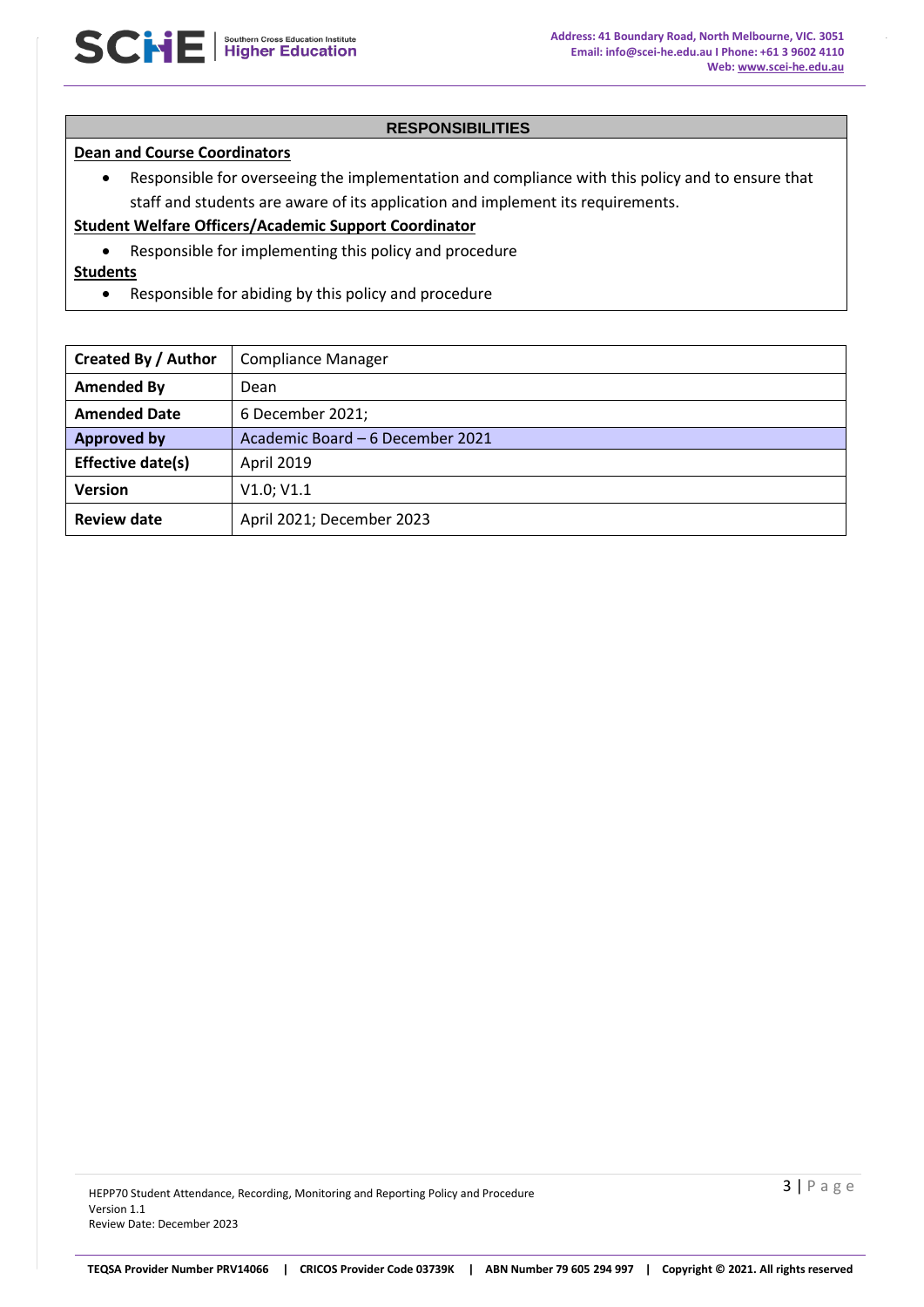## RESPONSIBILITIES

**Dean and Course Coordinators**

- Responsible for overseeing the implementation and compliance with this policy and to ensure that staff and students are aware of its application and implement its requirements.

**Student Welfare Officers/Academic Support Coordinator**

- Responsible for implementing this policy and procedure

**Students**

- Responsible for abiding by this policy and procedure

| | |
|---|---|
| **Created By / Author** | Compliance Manager |
| **Amended By** | Dean |
| **Amended Date** | 6 December 2021; |
| **Approved by** | Academic Board – 6 December 2021 |
| **Effective date(s)** | April 2019 |
| **Version** | V1.0; V1.1 |
| **Review date** | April 2021; December 2023 |